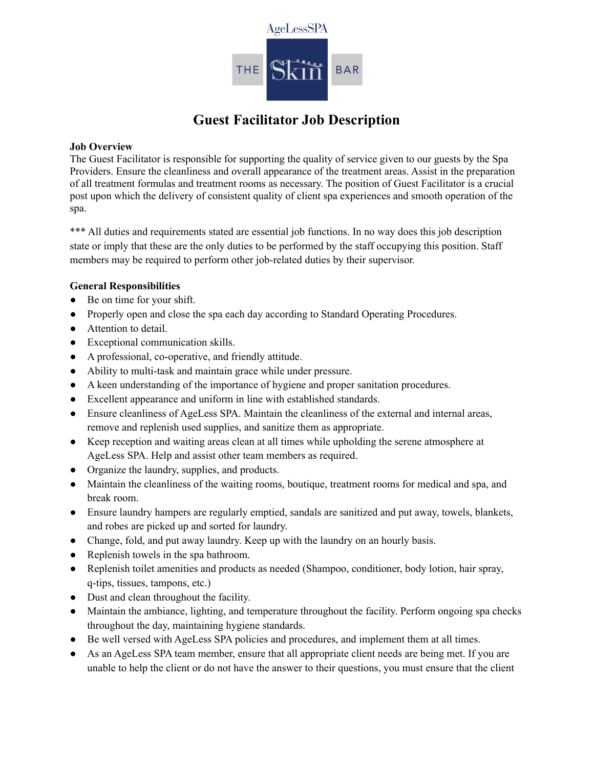AgeLessSPA

THE Skin BAR

# Guest Facilitator Job Description

**Job Overview**

The Guest Facilitator is responsible for supporting the quality of service given to our guests by the Spa Providers. Ensure the cleanliness and overall appearance of the treatment areas. Assist in the preparation of all treatment formulas and treatment rooms as necessary. The position of Guest Facilitator is a crucial post upon which the delivery of consistent quality of client spa experiences and smooth operation of the spa.

*** All duties and requirements stated are essential job functions. In no way does this job description state or imply that these are the only duties to be performed by the staff occupying this position. Staff members may be required to perform other job-related duties by their supervisor.

**General Responsibilities**

- Be on time for your shift.
- Properly open and close the spa each day according to Standard Operating Procedures.
- Attention to detail.
- Exceptional communication skills.
- A professional, co-operative, and friendly attitude.
- Ability to multi-task and maintain grace while under pressure.
- A keen understanding of the importance of hygiene and proper sanitation procedures.
- Excellent appearance and uniform in line with established standards.
- Ensure cleanliness of AgeLess SPA. Maintain the cleanliness of the external and internal areas, remove and replenish used supplies, and sanitize them as appropriate.
- Keep reception and waiting areas clean at all times while upholding the serene atmosphere at AgeLess SPA. Help and assist other team members as required.
- Organize the laundry, supplies, and products.
- Maintain the cleanliness of the waiting rooms, boutique, treatment rooms for medical and spa, and break room.
- Ensure laundry hampers are regularly emptied, sandals are sanitized and put away, towels, blankets, and robes are picked up and sorted for laundry.
- Change, fold, and put away laundry. Keep up with the laundry on an hourly basis.
- Replenish towels in the spa bathroom.
- Replenish toilet amenities and products as needed (Shampoo, conditioner, body lotion, hair spray, q-tips, tissues, tampons, etc.)
- Dust and clean throughout the facility.
- Maintain the ambiance, lighting, and temperature throughout the facility. Perform ongoing spa checks throughout the day, maintaining hygiene standards.
- Be well versed with AgeLess SPA policies and procedures, and implement them at all times.
- As an AgeLess SPA team member, ensure that all appropriate client needs are being met. If you are unable to help the client or do not have the answer to their questions, you must ensure that the client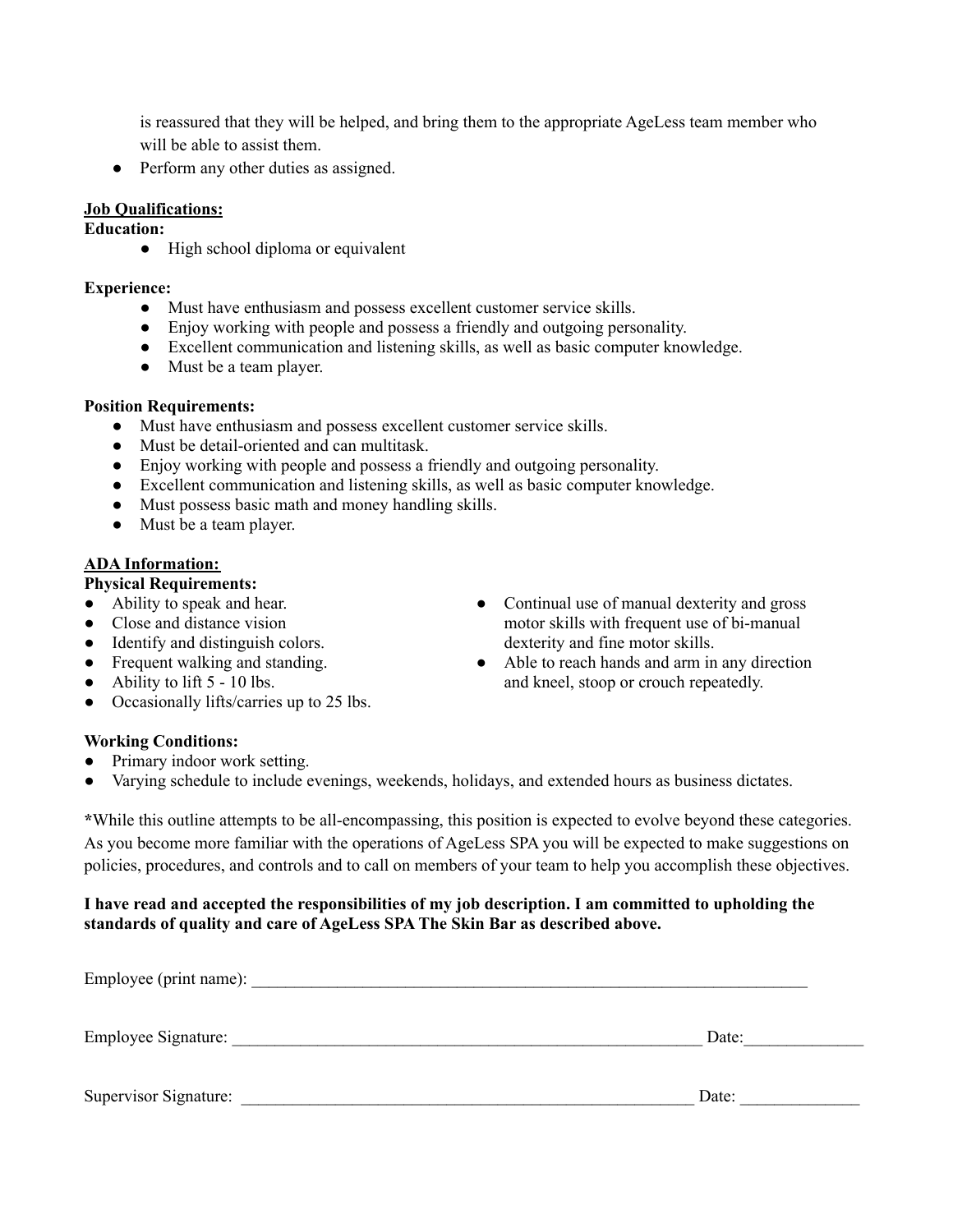is reassured that they will be helped, and bring them to the appropriate AgeLess team member who will be able to assist them.

- Perform any other duties as assigned.

**<u>Job Qualifications:</u>**

**Education:**

- High school diploma or equivalent

**Experience:**

- Must have enthusiasm and possess excellent customer service skills.
- Enjoy working with people and possess a friendly and outgoing personality.
- Excellent communication and listening skills, as well as basic computer knowledge.
- Must be a team player.

**Position Requirements:**

- Must have enthusiasm and possess excellent customer service skills.
- Must be detail-oriented and can multitask.
- Enjoy working with people and possess a friendly and outgoing personality.
- Excellent communication and listening skills, as well as basic computer knowledge.
- Must possess basic math and money handling skills.
- Must be a team player.

**<u>ADA Information:</u>**

**Physical Requirements:**

- Ability to speak and hear.
- Close and distance vision
- Identify and distinguish colors.
- Frequent walking and standing.
- Ability to lift 5 - 10 lbs.
- Occasionally lifts/carries up to 25 lbs.
- Continual use of manual dexterity and gross motor skills with frequent use of bi-manual dexterity and fine motor skills.
- Able to reach hands and arm in any direction and kneel, stoop or crouch repeatedly.

**Working Conditions:**

- Primary indoor work setting.
- Varying schedule to include evenings, weekends, holidays, and extended hours as business dictates.

**\***While this outline attempts to be all-encompassing, this position is expected to evolve beyond these categories. As you become more familiar with the operations of AgeLess SPA you will be expected to make suggestions on policies, procedures, and controls and to call on members of your team to help you accomplish these objectives.

**I have read and accepted the responsibilities of my job description. I am committed to upholding the standards of quality and care of AgeLess SPA The Skin Bar as described above.**

Employee (print name): ____________________________________________________________________

Employee Signature: _________________________________________________________ Date:______________

Supervisor Signature: _______________________________________________________ Date: ______________